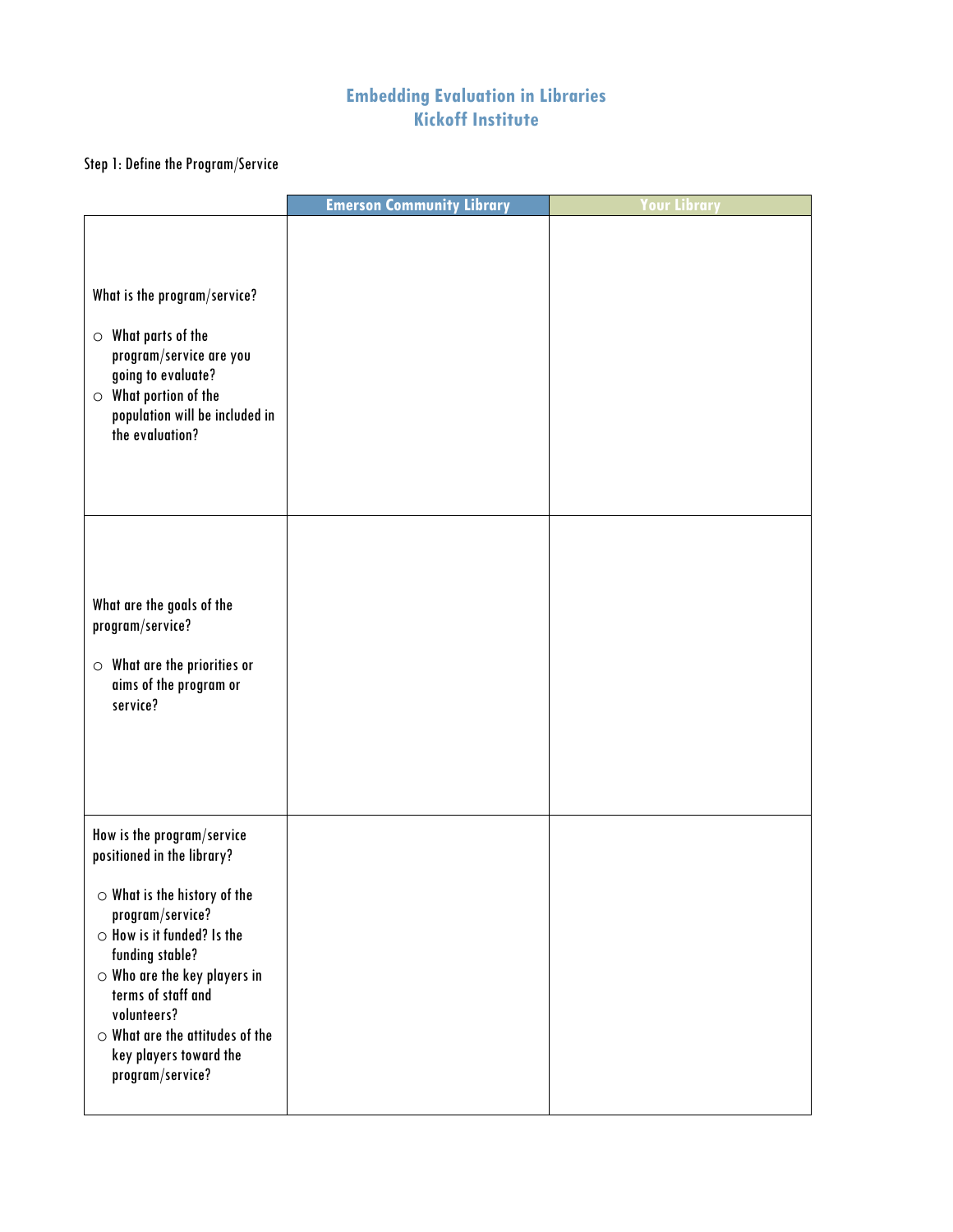# Embedding Evaluation in Libraries
## Kickoff Institute

Step 1: Define the Program/Service

| | Emerson Community Library | Your Library |
|---|---|---|
| What is the program/service?<br>○ What parts of the program/service are you going to evaluate?<br>○ What portion of the population will be included in the evaluation? | | |
| What are the goals of the program/service?<br>○ What are the priorities or aims of the program or service? | | |
| How is the program/service positioned in the library?<br>○ What is the history of the program/service?<br>○ How is it funded? Is the funding stable?<br>○ Who are the key players in terms of staff and volunteers?<br>○ What are the attitudes of the key players toward the program/service? | | |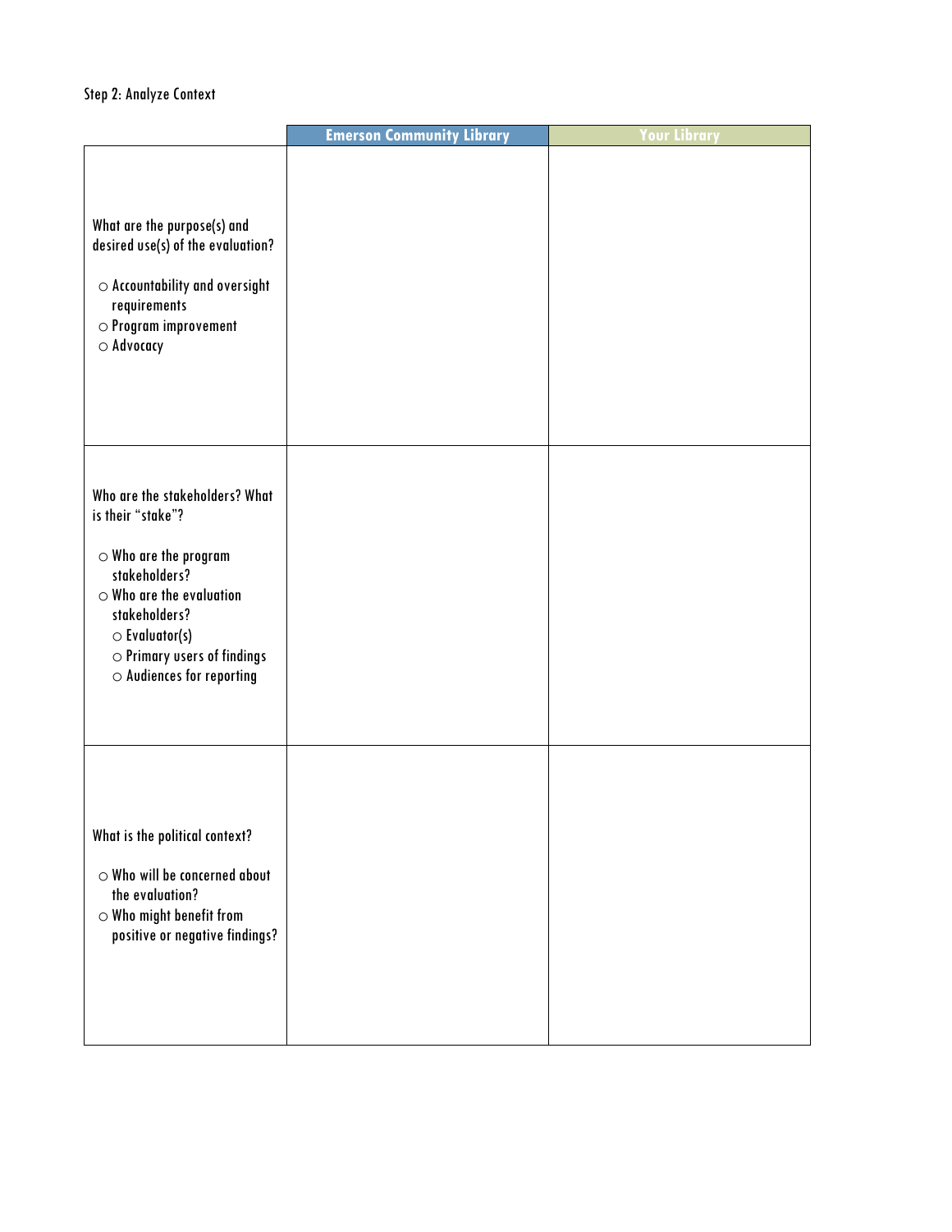Step 2: Analyze Context

| | Emerson Community Library | Your Library |
| --- | --- | --- |
| What are the purpose(s) and desired use(s) of the evaluation?<br><br>○ Accountability and oversight requirements<br>○ Program improvement<br>○ Advocacy | | |
| Who are the stakeholders? What is their "stake"?<br><br>○ Who are the program stakeholders?<br>○ Who are the evaluation stakeholders?<br>&nbsp;&nbsp;○ Evaluator(s)<br>&nbsp;&nbsp;○ Primary users of findings<br>&nbsp;&nbsp;○ Audiences for reporting | | |
| What is the political context?<br><br>○ Who will be concerned about the evaluation?<br>○ Who might benefit from positive or negative findings? | | |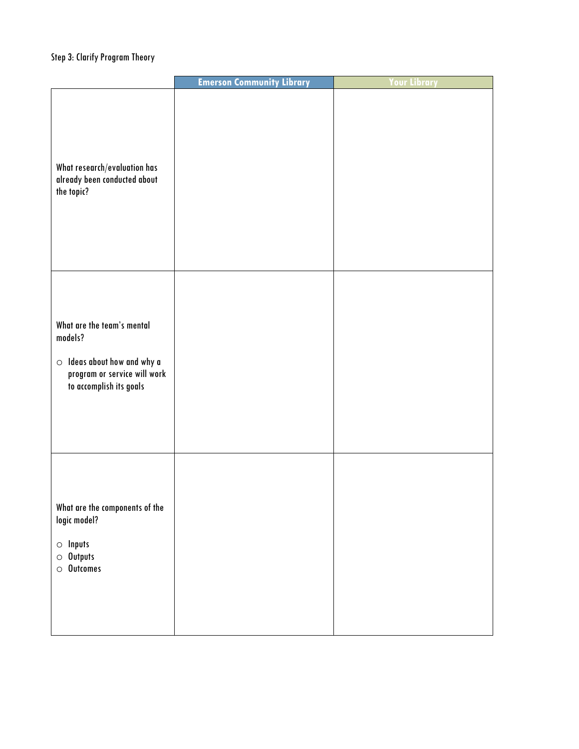Step 3: Clarify Program Theory

| | Emerson Community Library | Your Library |
|---|---|---|
| What research/evaluation has already been conducted about the topic? | | |
| What are the team's mental models?<br>○ Ideas about how and why a program or service will work to accomplish its goals | | |
| What are the components of the logic model?<br>○ Inputs<br>○ Outputs<br>○ Outcomes | | |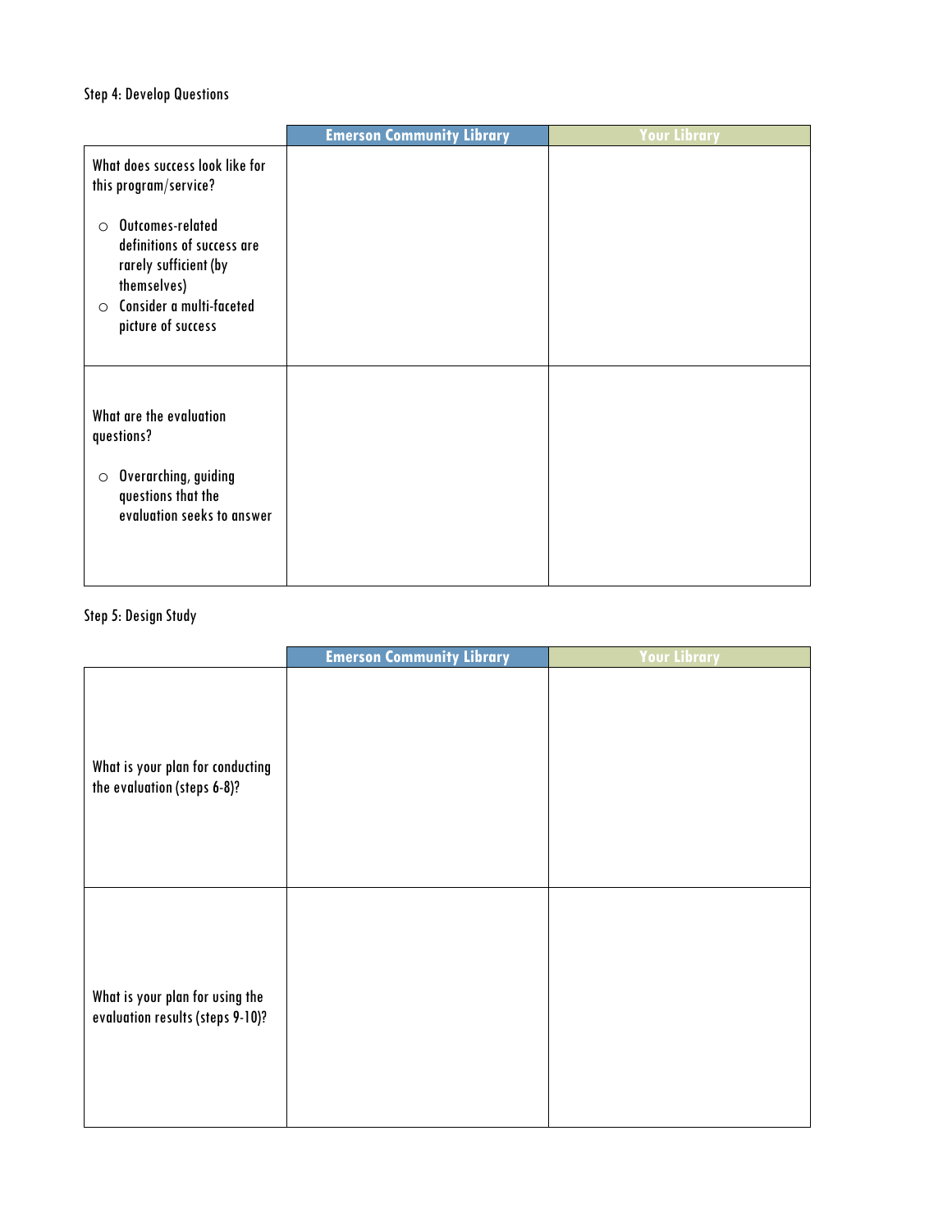Step 4: Develop Questions

| | Emerson Community Library | Your Library |
|---|---|---|
| What does success look like for this program/service?<br>○ Outcomes-related definitions of success are rarely sufficient (by themselves)<br>○ Consider a multi-faceted picture of success | | |
| What are the evaluation questions?<br>○ Overarching, guiding questions that the evaluation seeks to answer | | |

Step 5: Design Study

| | Emerson Community Library | Your Library |
|---|---|---|
| What is your plan for conducting the evaluation (steps 6-8)? | | |
| What is your plan for using the evaluation results (steps 9-10)? | | |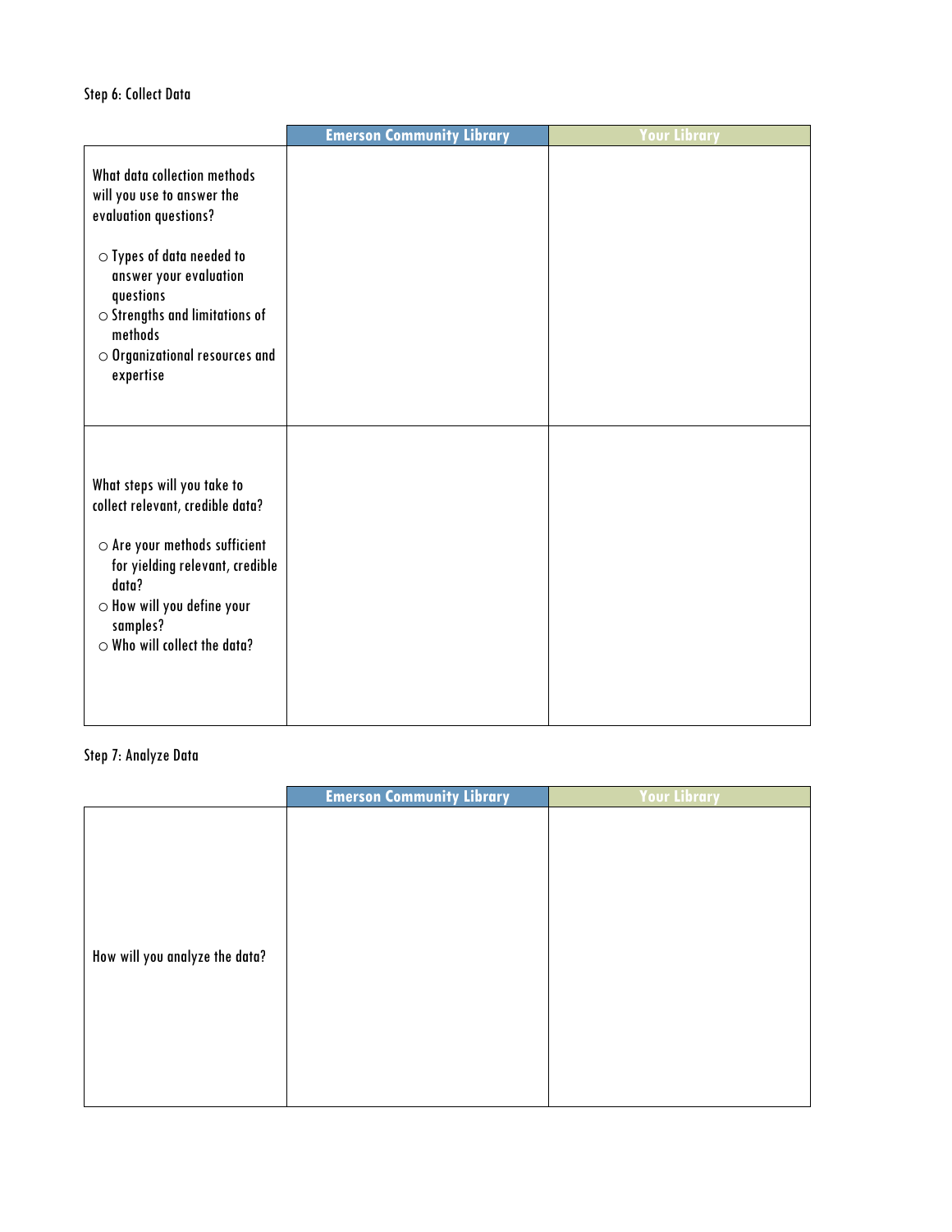Step 6: Collect Data

| | Emerson Community Library | Your Library |
|---|---|---|
| What data collection methods will you use to answer the evaluation questions?<br><br>○ Types of data needed to answer your evaluation questions<br>○ Strengths and limitations of methods<br>○ Organizational resources and expertise | | |
| What steps will you take to collect relevant, credible data?<br><br>○ Are your methods sufficient for yielding relevant, credible data?<br>○ How will you define your samples?<br>○ Who will collect the data? | | |

Step 7: Analyze Data

| | Emerson Community Library | Your Library |
|---|---|---|
| How will you analyze the data? | | |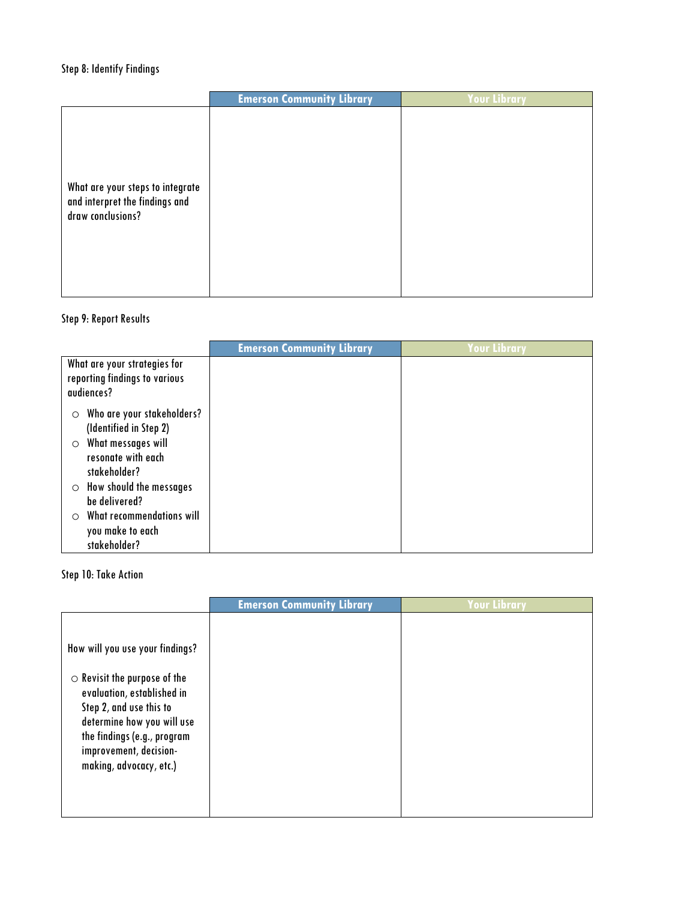Step 8: Identify Findings

| | Emerson Community Library | Your Library |
|---|---|---|
| What are your steps to integrate and interpret the findings and draw conclusions? | | |

Step 9: Report Results

| | Emerson Community Library | Your Library |
|---|---|---|
| What are your strategies for reporting findings to various audiences?<br>○ Who are your stakeholders? (Identified in Step 2)<br>○ What messages will resonate with each stakeholder?<br>○ How should the messages be delivered?<br>○ What recommendations will you make to each stakeholder? | | |

Step 10: Take Action

| | Emerson Community Library | Your Library |
|---|---|---|
| How will you use your findings?<br>○ Revisit the purpose of the evaluation, established in Step 2, and use this to determine how you will use the findings (e.g., program improvement, decision-making, advocacy, etc.) | | |